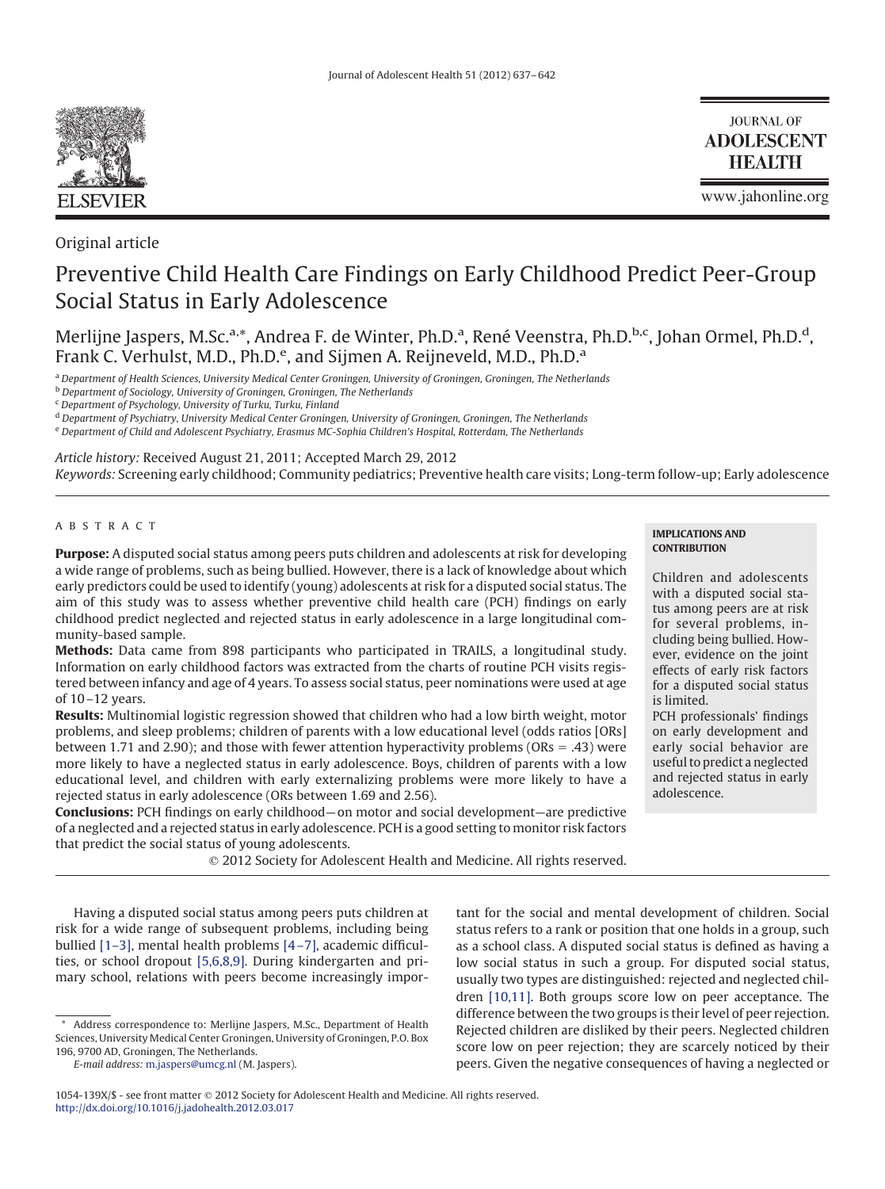Original article

# Preventive Child Health Care Findings on Early Childhood Predict Peer-Group Social Status in Early Adolescence

Merlijne Jaspers, M.Sc.[a,*], Andrea F. de Winter, Ph.D.[a], René Veenstra, Ph.D.[b,c], Johan Ormel, Ph.D.[d], Frank C. Verhulst, M.D., Ph.D.[e], and Sijmen A. Reijneveld, M.D., Ph.D.[a]

[a] *Department of Health Sciences, University Medical Center Groningen, University of Groningen, Groningen, The Netherlands*
[b] *Department of Sociology, University of Groningen, Groningen, The Netherlands*
[c] *Department of Psychology, University of Turku, Turku, Finland*
[d] *Department of Psychiatry, University Medical Center Groningen, University of Groningen, Groningen, The Netherlands*
[e] *Department of Child and Adolescent Psychiatry, Erasmus MC-Sophia Children's Hospital, Rotterdam, The Netherlands*

*Article history:* Received August 21, 2011; Accepted March 29, 2012
*Keywords:* Screening early childhood; Community pediatrics; Preventive health care visits; Long-term follow-up; Early adolescence

## ABSTRACT

**Purpose:** A disputed social status among peers puts children and adolescents at risk for developing a wide range of problems, such as being bullied. However, there is a lack of knowledge about which early predictors could be used to identify (young) adolescents at risk for a disputed social status. The aim of this study was to assess whether preventive child health care (PCH) findings on early childhood predict neglected and rejected status in early adolescence in a large longitudinal community-based sample.

**Methods:** Data came from 898 participants who participated in TRAILS, a longitudinal study. Information on early childhood factors was extracted from the charts of routine PCH visits registered between infancy and age of 4 years. To assess social status, peer nominations were used at age of 10–12 years.

**Results:** Multinomial logistic regression showed that children who had a low birth weight, motor problems, and sleep problems; children of parents with a low educational level (odds ratios [ORs] between 1.71 and 2.90); and those with fewer attention hyperactivity problems (ORs = .43) were more likely to have a neglected status in early adolescence. Boys, children of parents with a low educational level, and children with early externalizing problems were more likely to have a rejected status in early adolescence (ORs between 1.69 and 2.56).

**Conclusions:** PCH findings on early childhood—on motor and social development—are predictive of a neglected and a rejected status in early adolescence. PCH is a good setting to monitor risk factors that predict the social status of young adolescents.

© 2012 Society for Adolescent Health and Medicine. All rights reserved.

**IMPLICATIONS AND CONTRIBUTION**

Children and adolescents with a disputed social status among peers are at risk for several problems, including being bullied. However, evidence on the joint effects of early risk factors for a disputed social status is limited.

PCH professionals' findings on early development and early social behavior are useful to predict a neglected and rejected status in early adolescence.

Having a disputed social status among peers puts children at risk for a wide range of subsequent problems, including being bullied [1–3], mental health problems [4–7], academic difficulties, or school dropout [5,6,8,9]. During kindergarten and primary school, relations with peers become increasingly important for the social and mental development of children. Social status refers to a rank or position that one holds in a group, such as a school class. A disputed social status is defined as having a low social status in such a group. For disputed social status, usually two types are distinguished: rejected and neglected children [10,11]. Both groups score low on peer acceptance. The difference between the two groups is their level of peer rejection. Rejected children are disliked by their peers. Neglected children score low on peer rejection; they are scarcely noticed by their peers. Given the negative consequences of having a neglected or

\* Address correspondence to: Merlijne Jaspers, M.Sc., Department of Health Sciences, University Medical Center Groningen, University of Groningen, P.O. Box 196, 9700 AD, Groningen, The Netherlands.
*E-mail address:* m.jaspers@umcg.nl (M. Jaspers).

1054-139X/$ - see front matter © 2012 Society for Adolescent Health and Medicine. All rights reserved.
http://dx.doi.org/10.1016/j.jadohealth.2012.03.017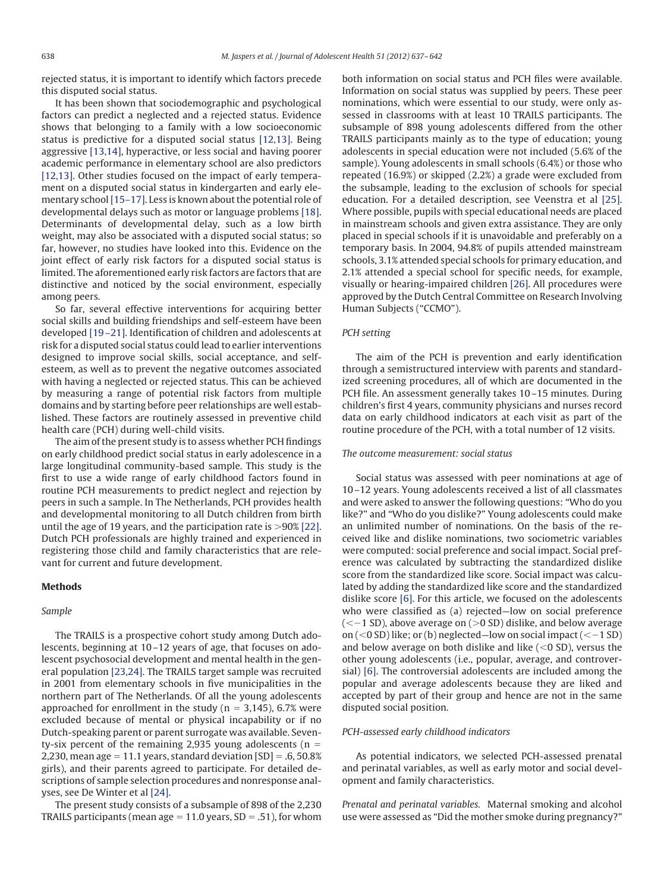rejected status, it is important to identify which factors precede this disputed social status.

It has been shown that sociodemographic and psychological factors can predict a neglected and a rejected status. Evidence shows that belonging to a family with a low socioeconomic status is predictive for a disputed social status [12,13]. Being aggressive [13,14], hyperactive, or less social and having poorer academic performance in elementary school are also predictors [12,13]. Other studies focused on the impact of early temperament on a disputed social status in kindergarten and early elementary school [15–17]. Less is known about the potential role of developmental delays such as motor or language problems [18]. Determinants of developmental delay, such as a low birth weight, may also be associated with a disputed social status; so far, however, no studies have looked into this. Evidence on the joint effect of early risk factors for a disputed social status is limited. The aforementioned early risk factors are factors that are distinctive and noticed by the social environment, especially among peers.

So far, several effective interventions for acquiring better social skills and building friendships and self-esteem have been developed [19–21]. Identification of children and adolescents at risk for a disputed social status could lead to earlier interventions designed to improve social skills, social acceptance, and self-esteem, as well as to prevent the negative outcomes associated with having a neglected or rejected status. This can be achieved by measuring a range of potential risk factors from multiple domains and by starting before peer relationships are well established. These factors are routinely assessed in preventive child health care (PCH) during well-child visits.

The aim of the present study is to assess whether PCH findings on early childhood predict social status in early adolescence in a large longitudinal community-based sample. This study is the first to use a wide range of early childhood factors found in routine PCH measurements to predict neglect and rejection by peers in such a sample. In The Netherlands, PCH provides health and developmental monitoring to all Dutch children from birth until the age of 19 years, and the participation rate is >90% [22]. Dutch PCH professionals are highly trained and experienced in registering those child and family characteristics that are relevant for current and future development.

## Methods

### Sample

The TRAILS is a prospective cohort study among Dutch adolescents, beginning at 10–12 years of age, that focuses on adolescent psychosocial development and mental health in the general population [23,24]. The TRAILS target sample was recruited in 2001 from elementary schools in five municipalities in the northern part of The Netherlands. Of all the young adolescents approached for enrollment in the study ($n = 3,145$), 6.7% were excluded because of mental or physical incapability or if no Dutch-speaking parent or parent surrogate was available. Seventy-six percent of the remaining 2,935 young adolescents ($n = 2,230$, mean age = 11.1 years, standard deviation [SD] = .6, 50.8% girls), and their parents agreed to participate. For detailed descriptions of sample selection procedures and nonresponse analyses, see De Winter et al [24].

The present study consists of a subsample of 898 of the 2,230 TRAILS participants (mean age = 11.0 years, SD = .51), for whom both information on social status and PCH files were available. Information on social status was supplied by peers. These peer nominations, which were essential to our study, were only assessed in classrooms with at least 10 TRAILS participants. The subsample of 898 young adolescents differed from the other TRAILS participants mainly as to the type of education; young adolescents in special education were not included (5.6% of the sample). Young adolescents in small schools (6.4%) or those who repeated (16.9%) or skipped (2.2%) a grade were excluded from the subsample, leading to the exclusion of schools for special education. For a detailed description, see Veenstra et al [25]. Where possible, pupils with special educational needs are placed in mainstream schools and given extra assistance. They are only placed in special schools if it is unavoidable and preferably on a temporary basis. In 2004, 94.8% of pupils attended mainstream schools, 3.1% attended special schools for primary education, and 2.1% attended a special school for specific needs, for example, visually or hearing-impaired children [26]. All procedures were approved by the Dutch Central Committee on Research Involving Human Subjects ("CCMO").

### PCH setting

The aim of the PCH is prevention and early identification through a semistructured interview with parents and standardized screening procedures, all of which are documented in the PCH file. An assessment generally takes 10–15 minutes. During children's first 4 years, community physicians and nurses record data on early childhood indicators at each visit as part of the routine procedure of the PCH, with a total number of 12 visits.

### The outcome measurement: social status

Social status was assessed with peer nominations at age of 10–12 years. Young adolescents received a list of all classmates and were asked to answer the following questions: "Who do you like?" and "Who do you dislike?" Young adolescents could make an unlimited number of nominations. On the basis of the received like and dislike nominations, two sociometric variables were computed: social preference and social impact. Social preference was calculated by subtracting the standardized dislike score from the standardized like score. Social impact was calculated by adding the standardized like score and the standardized dislike score [6]. For this article, we focused on the adolescents who were classified as (a) rejected—low on social preference (<−1 SD), above average on (>0 SD) dislike, and below average on (<0 SD) like; or (b) neglected—low on social impact (<−1 SD) and below average on both dislike and like (<0 SD), versus the other young adolescents (i.e., popular, average, and controversial) [6]. The controversial adolescents are included among the popular and average adolescents because they are liked and accepted by part of their group and hence are not in the same disputed social position.

### PCH-assessed early childhood indicators

As potential indicators, we selected PCH-assessed prenatal and perinatal variables, as well as early motor and social development and family characteristics.

*Prenatal and perinatal variables.* Maternal smoking and alcohol use were assessed as "Did the mother smoke during pregnancy?"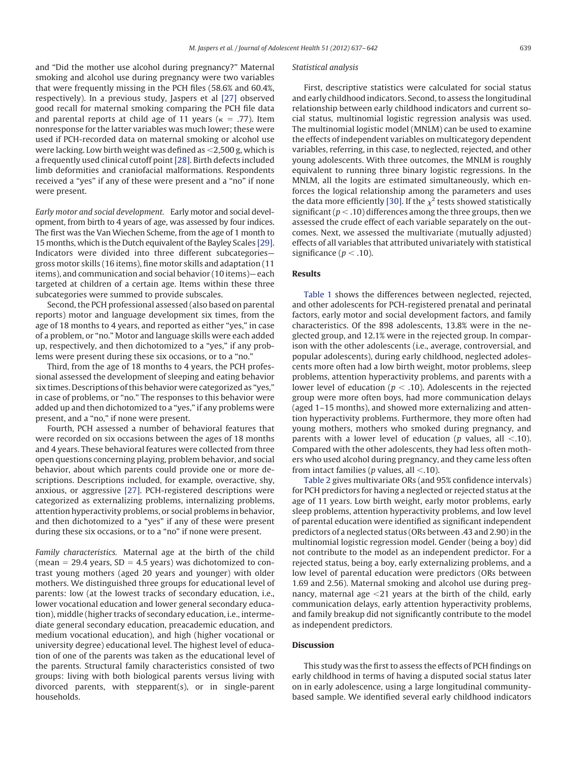and "Did the mother use alcohol during pregnancy?" Maternal smoking and alcohol use during pregnancy were two variables that were frequently missing in the PCH files (58.6% and 60.4%, respectively). In a previous study, Jaspers et al [27] observed good recall for maternal smoking comparing the PCH file data and parental reports at child age of 11 years ($\kappa$ = .77). Item nonresponse for the latter variables was much lower; these were used if PCH-recorded data on maternal smoking or alcohol use were lacking. Low birth weight was defined as <2,500 g, which is a frequently used clinical cutoff point [28]. Birth defects included limb deformities and craniofacial malformations. Respondents received a "yes" if any of these were present and a "no" if none were present.

*Early motor and social development.* Early motor and social development, from birth to 4 years of age, was assessed by four indices. The first was the Van Wiechen Scheme, from the age of 1 month to 15 months, which is the Dutch equivalent of the Bayley Scales [29]. Indicators were divided into three different subcategories—gross motor skills (16 items), fine motor skills and adaptation (11 items), and communication and social behavior (10 items)—each targeted at children of a certain age. Items within these three subcategories were summed to provide subscales.

Second, the PCH professional assessed (also based on parental reports) motor and language development six times, from the age of 18 months to 4 years, and reported as either "yes," in case of a problem, or "no." Motor and language skills were each added up, respectively, and then dichotomized to a "yes," if any problems were present during these six occasions, or to a "no."

Third, from the age of 18 months to 4 years, the PCH professional assessed the development of sleeping and eating behavior six times. Descriptions of this behavior were categorized as "yes," in case of problems, or "no." The responses to this behavior were added up and then dichotomized to a "yes," if any problems were present, and a "no," if none were present.

Fourth, PCH assessed a number of behavioral features that were recorded on six occasions between the ages of 18 months and 4 years. These behavioral features were collected from three open questions concerning playing, problem behavior, and social behavior, about which parents could provide one or more descriptions. Descriptions included, for example, overactive, shy, anxious, or aggressive [27]. PCH-registered descriptions were categorized as externalizing problems, internalizing problems, attention hyperactivity problems, or social problems in behavior, and then dichotomized to a "yes" if any of these were present during these six occasions, or to a "no" if none were present.

*Family characteristics.* Maternal age at the birth of the child (mean = 29.4 years, SD = 4.5 years) was dichotomized to contrast young mothers (aged 20 years and younger) with older mothers. We distinguished three groups for educational level of parents: low (at the lowest tracks of secondary education, i.e., lower vocational education and lower general secondary education), middle (higher tracks of secondary education, i.e., intermediate general secondary education, preacademic education, and medium vocational education), and high (higher vocational or university degree) educational level. The highest level of education of one of the parents was taken as the educational level of the parents. Structural family characteristics consisted of two groups: living with both biological parents versus living with divorced parents, with stepparent(s), or in single-parent households.

*Statistical analysis*

First, descriptive statistics were calculated for social status and early childhood indicators. Second, to assess the longitudinal relationship between early childhood indicators and current social status, multinomial logistic regression analysis was used. The multinomial logistic model (MNLM) can be used to examine the effects of independent variables on multicategory dependent variables, referring, in this case, to neglected, rejected, and other young adolescents. With three outcomes, the MNLM is roughly equivalent to running three binary logistic regressions. In the MNLM, all the logits are estimated simultaneously, which enforces the logical relationship among the parameters and uses the data more efficiently [30]. If the $\chi^2$ tests showed statistically significant ($p < .10$) differences among the three groups, then we assessed the crude effect of each variable separately on the outcomes. Next, we assessed the multivariate (mutually adjusted) effects of all variables that attributed univariately with statistical significance ($p < .10$).

## Results

Table 1 shows the differences between neglected, rejected, and other adolescents for PCH-registered prenatal and perinatal factors, early motor and social development factors, and family characteristics. Of the 898 adolescents, 13.8% were in the neglected group, and 12.1% were in the rejected group. In comparison with the other adolescents (i.e., average, controversial, and popular adolescents), during early childhood, neglected adolescents more often had a low birth weight, motor problems, sleep problems, attention hyperactivity problems, and parents with a lower level of education ($p < .10$). Adolescents in the rejected group were more often boys, had more communication delays (aged 1–15 months), and showed more externalizing and attention hyperactivity problems. Furthermore, they more often had young mothers, mothers who smoked during pregnancy, and parents with a lower level of education ($p$ values, all <.10). Compared with the other adolescents, they had less often mothers who used alcohol during pregnancy, and they came less often from intact families ($p$ values, all <.10).

Table 2 gives multivariate ORs (and 95% confidence intervals) for PCH predictors for having a neglected or rejected status at the age of 11 years. Low birth weight, early motor problems, early sleep problems, attention hyperactivity problems, and low level of parental education were identified as significant independent predictors of a neglected status (ORs between .43 and 2.90) in the multinomial logistic regression model. Gender (being a boy) did not contribute to the model as an independent predictor. For a rejected status, being a boy, early externalizing problems, and a low level of parental education were predictors (ORs between 1.69 and 2.56). Maternal smoking and alcohol use during pregnancy, maternal age <21 years at the birth of the child, early communication delays, early attention hyperactivity problems, and family breakup did not significantly contribute to the model as independent predictors.

## Discussion

This study was the first to assess the effects of PCH findings on early childhood in terms of having a disputed social status later on in early adolescence, using a large longitudinal community-based sample. We identified several early childhood indicators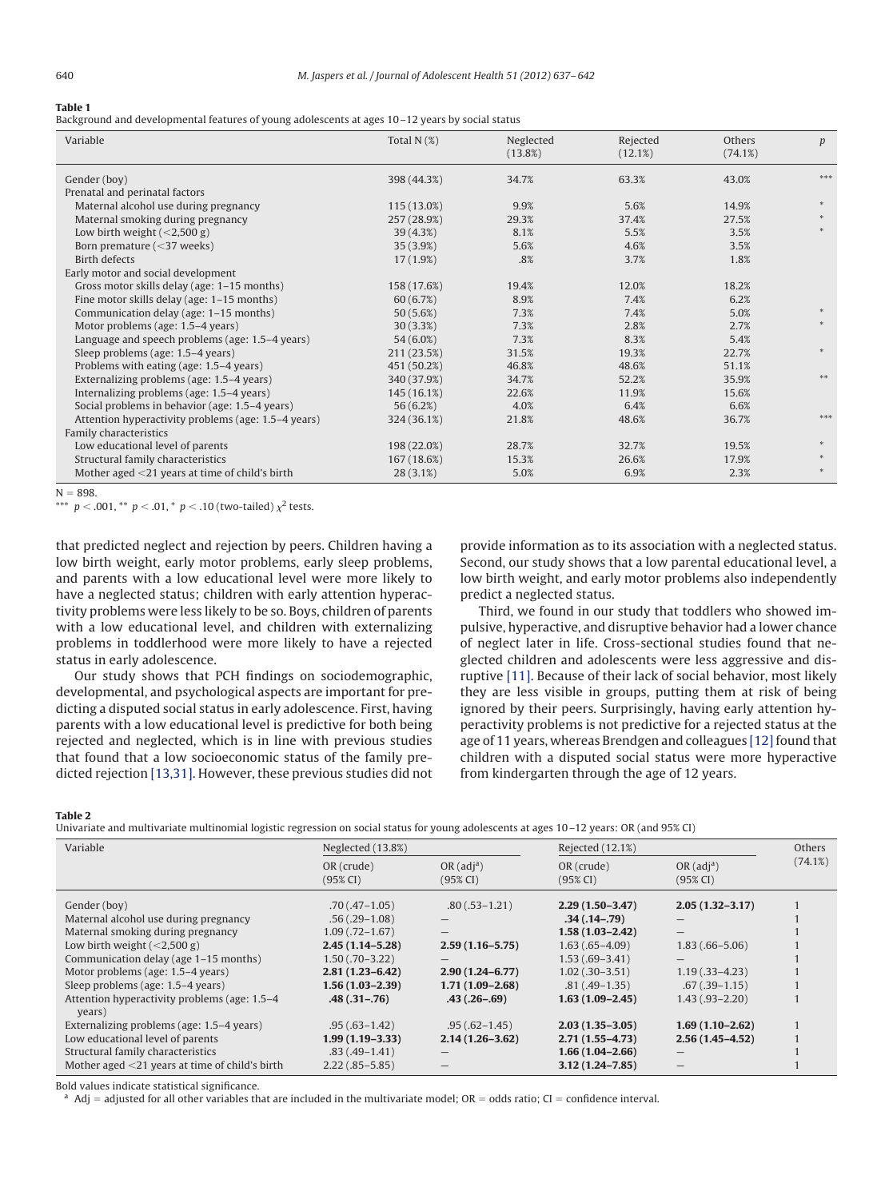**Table 1**
Background and developmental features of young adolescents at ages 10–12 years by social status

| Variable | Total N (%) | Neglected (13.8%) | Rejected (12.1%) | Others (74.1%) | *p* |
|---|---|---|---|---|---|
| Gender (boy) | 398 (44.3%) | 34.7% | 63.3% | 43.0% | *** |
| Prenatal and perinatal factors | | | | | |
| Maternal alcohol use during pregnancy | 115 (13.0%) | 9.9% | 5.6% | 14.9% | * |
| Maternal smoking during pregnancy | 257 (28.9%) | 29.3% | 37.4% | 27.5% | * |
| Low birth weight (<2,500 g) | 39 (4.3%) | 8.1% | 5.5% | 3.5% | * |
| Born premature (<37 weeks) | 35 (3.9%) | 5.6% | 4.6% | 3.5% | |
| Birth defects | 17 (1.9%) | .8% | 3.7% | 1.8% | |
| Early motor and social development | | | | | |
| Gross motor skills delay (age: 1–15 months) | 158 (17.6%) | 19.4% | 12.0% | 18.2% | |
| Fine motor skills delay (age: 1–15 months) | 60 (6.7%) | 8.9% | 7.4% | 6.2% | |
| Communication delay (age: 1–15 months) | 50 (5.6%) | 7.3% | 7.4% | 5.0% | * |
| Motor problems (age: 1.5–4 years) | 30 (3.3%) | 7.3% | 2.8% | 2.7% | * |
| Language and speech problems (age: 1.5–4 years) | 54 (6.0%) | 7.3% | 8.3% | 5.4% | |
| Sleep problems (age: 1.5–4 years) | 211 (23.5%) | 31.5% | 19.3% | 22.7% | * |
| Problems with eating (age: 1.5–4 years) | 451 (50.2%) | 46.8% | 48.6% | 51.1% | |
| Externalizing problems (age: 1.5–4 years) | 340 (37.9%) | 34.7% | 52.2% | 35.9% | ** |
| Internalizing problems (age: 1.5–4 years) | 145 (16.1%) | 22.6% | 11.9% | 15.6% | |
| Social problems in behavior (age: 1.5–4 years) | 56 (6.2%) | 4.0% | 6.4% | 6.6% | |
| Attention hyperactivity problems (age: 1.5–4 years) | 324 (36.1%) | 21.8% | 48.6% | 36.7% | *** |
| Family characteristics | | | | | |
| Low educational level of parents | 198 (22.0%) | 28.7% | 32.7% | 19.5% | * |
| Structural family characteristics | 167 (18.6%) | 15.3% | 26.6% | 17.9% | * |
| Mother aged <21 years at time of child's birth | 28 (3.1%) | 5.0% | 6.9% | 2.3% | * |

N = 898.
*** $p < .001$, ** $p < .01$, * $p < .10$ (two-tailed) $\chi^2$ tests.

that predicted neglect and rejection by peers. Children having a low birth weight, early motor problems, early sleep problems, and parents with a low educational level were more likely to have a neglected status; children with early attention hyperactivity problems were less likely to be so. Boys, children of parents with a low educational level, and children with externalizing problems in toddlerhood were more likely to have a rejected status in early adolescence.

Our study shows that PCH findings on sociodemographic, developmental, and psychological aspects are important for predicting a disputed social status in early adolescence. First, having parents with a low educational level is predictive for both being rejected and neglected, which is in line with previous studies that found that a low socioeconomic status of the family predicted rejection [13,31]. However, these previous studies did not provide information as to its association with a neglected status. Second, our study shows that a low parental educational level, a low birth weight, and early motor problems also independently predict a neglected status.

Third, we found in our study that toddlers who showed impulsive, hyperactive, and disruptive behavior had a lower chance of neglect later in life. Cross-sectional studies found that neglected children and adolescents were less aggressive and disruptive [11]. Because of their lack of social behavior, most likely they are less visible in groups, putting them at risk of being ignored by their peers. Surprisingly, having early attention hyperactivity problems is not predictive for a rejected status at the age of 11 years, whereas Brendgen and colleagues [12] found that children with a disputed social status were more hyperactive from kindergarten through the age of 12 years.

**Table 2**
Univariate and multivariate multinomial logistic regression on social status for young adolescents at ages 10–12 years: OR (and 95% CI)

| Variable | Neglected (13.8%) | | Rejected (12.1%) | | Others (74.1%) |
|---|---|---|---|---|---|
| | OR (crude) (95% CI) | OR (adj[a]) (95% CI) | OR (crude) (95% CI) | OR (adj[a]) (95% CI) | |
| Gender (boy) | .70 (.47–1.05) | .80 (.53–1.21) | **2.29 (1.50–3.47)** | **2.05 (1.32–3.17)** | 1 |
| Maternal alcohol use during pregnancy | .56 (.29–1.08) | — | **.34 (.14–.79)** | — | 1 |
| Maternal smoking during pregnancy | 1.09 (.72–1.67) | — | **1.58 (1.03–2.42)** | — | 1 |
| Low birth weight (<2,500 g) | **2.45 (1.14–5.28)** | **2.59 (1.16–5.75)** | 1.63 (.65–4.09) | 1.83 (.66–5.06) | 1 |
| Communication delay (age 1–15 months) | 1.50 (.70–3.22) | — | 1.53 (.69–3.41) | — | 1 |
| Motor problems (age: 1.5–4 years) | **2.81 (1.23–6.42)** | **2.90 (1.24–6.77)** | 1.02 (.30–3.51) | 1.19 (.33–4.23) | 1 |
| Sleep problems (age: 1.5–4 years) | **1.56 (1.03–2.39)** | **1.71 (1.09–2.68)** | .81 (.49–1.35) | .67 (.39–1.15) | 1 |
| Attention hyperactivity problems (age: 1.5–4 years) | **.48 (.31–.76)** | **.43 (.26–.69)** | **1.63 (1.09–2.45)** | 1.43 (.93–2.20) | 1 |
| Externalizing problems (age: 1.5–4 years) | .95 (.63–1.42) | .95 (.62–1.45) | **2.03 (1.35–3.05)** | **1.69 (1.10–2.62)** | 1 |
| Low educational level of parents | **1.99 (1.19–3.33)** | **2.14 (1.26–3.62)** | **2.71 (1.55–4.73)** | **2.56 (1.45–4.52)** | 1 |
| Structural family characteristics | .83 (.49–1.41) | — | **1.66 (1.04–2.66)** | — | 1 |
| Mother aged <21 years at time of child's birth | 2.22 (.85–5.85) | — | **3.12 (1.24–7.85)** | — | 1 |

Bold values indicate statistical significance.
[a] Adj = adjusted for all other variables that are included in the multivariate model; OR = odds ratio; CI = confidence interval.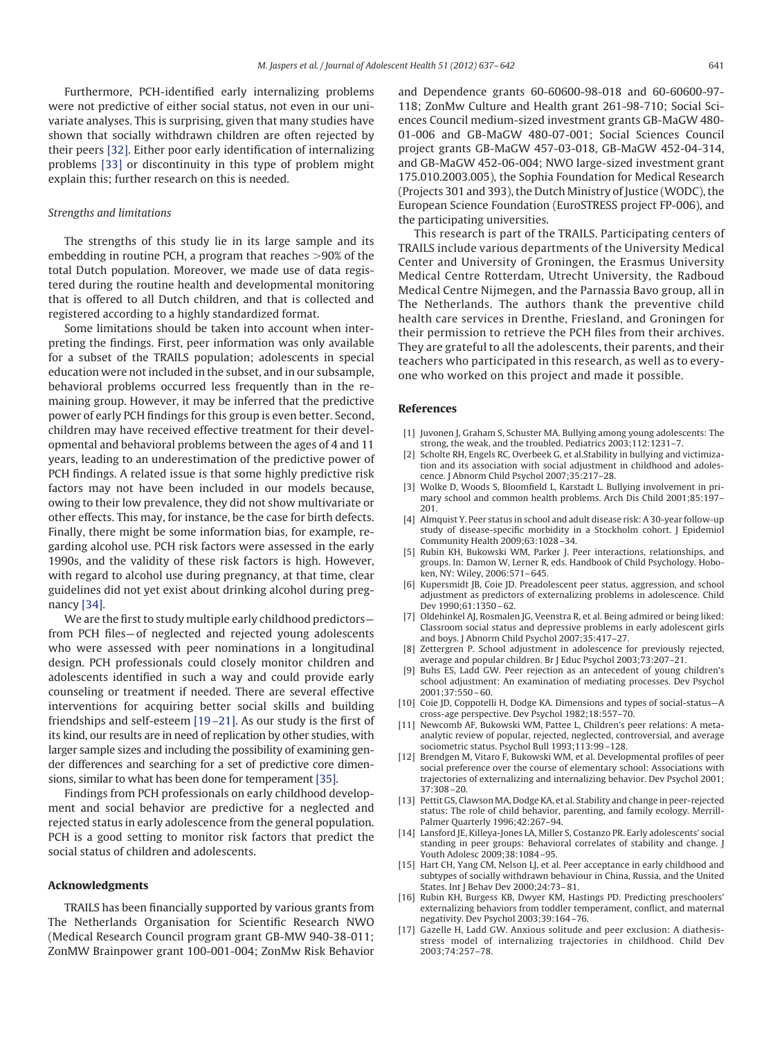Furthermore, PCH-identified early internalizing problems were not predictive of either social status, not even in our univariate analyses. This is surprising, given that many studies have shown that socially withdrawn children are often rejected by their peers [32]. Either poor early identification of internalizing problems [33] or discontinuity in this type of problem might explain this; further research on this is needed.

### *Strengths and limitations*

The strengths of this study lie in its large sample and its embedding in routine PCH, a program that reaches >90% of the total Dutch population. Moreover, we made use of data registered during the routine health and developmental monitoring that is offered to all Dutch children, and that is collected and registered according to a highly standardized format.

Some limitations should be taken into account when interpreting the findings. First, peer information was only available for a subset of the TRAILS population; adolescents in special education were not included in the subset, and in our subsample, behavioral problems occurred less frequently than in the remaining group. However, it may be inferred that the predictive power of early PCH findings for this group is even better. Second, children may have received effective treatment for their developmental and behavioral problems between the ages of 4 and 11 years, leading to an underestimation of the predictive power of PCH findings. A related issue is that some highly predictive risk factors may not have been included in our models because, owing to their low prevalence, they did not show multivariate or other effects. This may, for instance, be the case for birth defects. Finally, there might be some information bias, for example, regarding alcohol use. PCH risk factors were assessed in the early 1990s, and the validity of these risk factors is high. However, with regard to alcohol use during pregnancy, at that time, clear guidelines did not yet exist about drinking alcohol during pregnancy [34].

We are the first to study multiple early childhood predictors—from PCH files—of neglected and rejected young adolescents who were assessed with peer nominations in a longitudinal design. PCH professionals could closely monitor children and adolescents identified in such a way and could provide early counseling or treatment if needed. There are several effective interventions for acquiring better social skills and building friendships and self-esteem [19–21]. As our study is the first of its kind, our results are in need of replication by other studies, with larger sample sizes and including the possibility of examining gender differences and searching for a set of predictive core dimensions, similar to what has been done for temperament [35].

Findings from PCH professionals on early childhood development and social behavior are predictive for a neglected and rejected status in early adolescence from the general population. PCH is a good setting to monitor risk factors that predict the social status of children and adolescents.

## Acknowledgments

TRAILS has been financially supported by various grants from The Netherlands Organisation for Scientific Research NWO (Medical Research Council program grant GB-MW 940-38-011; ZonMW Brainpower grant 100-001-004; ZonMw Risk Behavior and Dependence grants 60-60600-98-018 and 60-60600-97-118; ZonMw Culture and Health grant 261-98-710; Social Sciences Council medium-sized investment grants GB-MaGW 480-01-006 and GB-MaGW 480-07-001; Social Sciences Council project grants GB-MaGW 457-03-018, GB-MaGW 452-04-314, and GB-MaGW 452-06-004; NWO large-sized investment grant 175.010.2003.005), the Sophia Foundation for Medical Research (Projects 301 and 393), the Dutch Ministry of Justice (WODC), the European Science Foundation (EuroSTRESS project FP-006), and the participating universities.

This research is part of the TRAILS. Participating centers of TRAILS include various departments of the University Medical Center and University of Groningen, the Erasmus University Medical Centre Rotterdam, Utrecht University, the Radboud Medical Centre Nijmegen, and the Parnassia Bavo group, all in The Netherlands. The authors thank the preventive child health care services in Drenthe, Friesland, and Groningen for their permission to retrieve the PCH files from their archives. They are grateful to all the adolescents, their parents, and their teachers who participated in this research, as well as to everyone who worked on this project and made it possible.

## References

[1] Juvonen J, Graham S, Schuster MA. Bullying among young adolescents: The strong, the weak, and the troubled. Pediatrics 2003;112:1231–7.

[2] Scholte RH, Engels RC, Overbeek G, et al.Stability in bullying and victimization and its association with social adjustment in childhood and adolescence. J Abnorm Child Psychol 2007;35:217–28.

[3] Wolke D, Woods S, Bloomfield L, Karstadt L. Bullying involvement in primary school and common health problems. Arch Dis Child 2001;85:197–201.

[4] Almquist Y. Peer status in school and adult disease risk: A 30-year follow-up study of disease-specific morbidity in a Stockholm cohort. J Epidemiol Community Health 2009;63:1028–34.

[5] Rubin KH, Bukowski WM, Parker J. Peer interactions, relationships, and groups. In: Damon W, Lerner R, eds. Handbook of Child Psychology. Hoboken, NY: Wiley, 2006:571–645.

[6] Kupersmidt JB, Coie JD. Preadolescent peer status, aggression, and school adjustment as predictors of externalizing problems in adolescence. Child Dev 1990;61:1350–62.

[7] Oldehinkel AJ, Rosmalen JG, Veenstra R, et al. Being admired or being liked: Classroom social status and depressive problems in early adolescent girls and boys. J Abnorm Child Psychol 2007;35:417–27.

[8] Zettergren P. School adjustment in adolescence for previously rejected, average and popular children. Br J Educ Psychol 2003;73:207–21.

[9] Buhs ES, Ladd GW. Peer rejection as an antecedent of young children's school adjustment: An examination of mediating processes. Dev Psychol 2001;37:550–60.

[10] Coie JD, Coppotelli H, Dodge KA. Dimensions and types of social-status—A cross-age perspective. Dev Psychol 1982;18:557–70.

[11] Newcomb AF, Bukowski WM, Pattee L. Children's peer relations: A meta-analytic review of popular, rejected, neglected, controversial, and average sociometric status. Psychol Bull 1993;113:99–128.

[12] Brendgen M, Vitaro F, Bukowski WM, et al. Developmental profiles of peer social preference over the course of elementary school: Associations with trajectories of externalizing and internalizing behavior. Dev Psychol 2001;37:308–20.

[13] Pettit GS, Clawson MA, Dodge KA, et al. Stability and change in peer-rejected status: The role of child behavior, parenting, and family ecology. Merrill-Palmer Quarterly 1996;42:267–94.

[14] Lansford JE, Killeya-Jones LA, Miller S, Costanzo PR. Early adolescents' social standing in peer groups: Behavioral correlates of stability and change. J Youth Adolesc 2009;38:1084–95.

[15] Hart CH, Yang CM, Nelson LJ, et al. Peer acceptance in early childhood and subtypes of socially withdrawn behaviour in China, Russia, and the United States. Int J Behav Dev 2000;24:73–81.

[16] Rubin KH, Burgess KB, Dwyer KM, Hastings PD. Predicting preschoolers' externalizing behaviors from toddler temperament, conflict, and maternal negativity. Dev Psychol 2003;39:164–76.

[17] Gazelle H, Ladd GW. Anxious solitude and peer exclusion: A diathesis-stress model of internalizing trajectories in childhood. Child Dev 2003;74:257–78.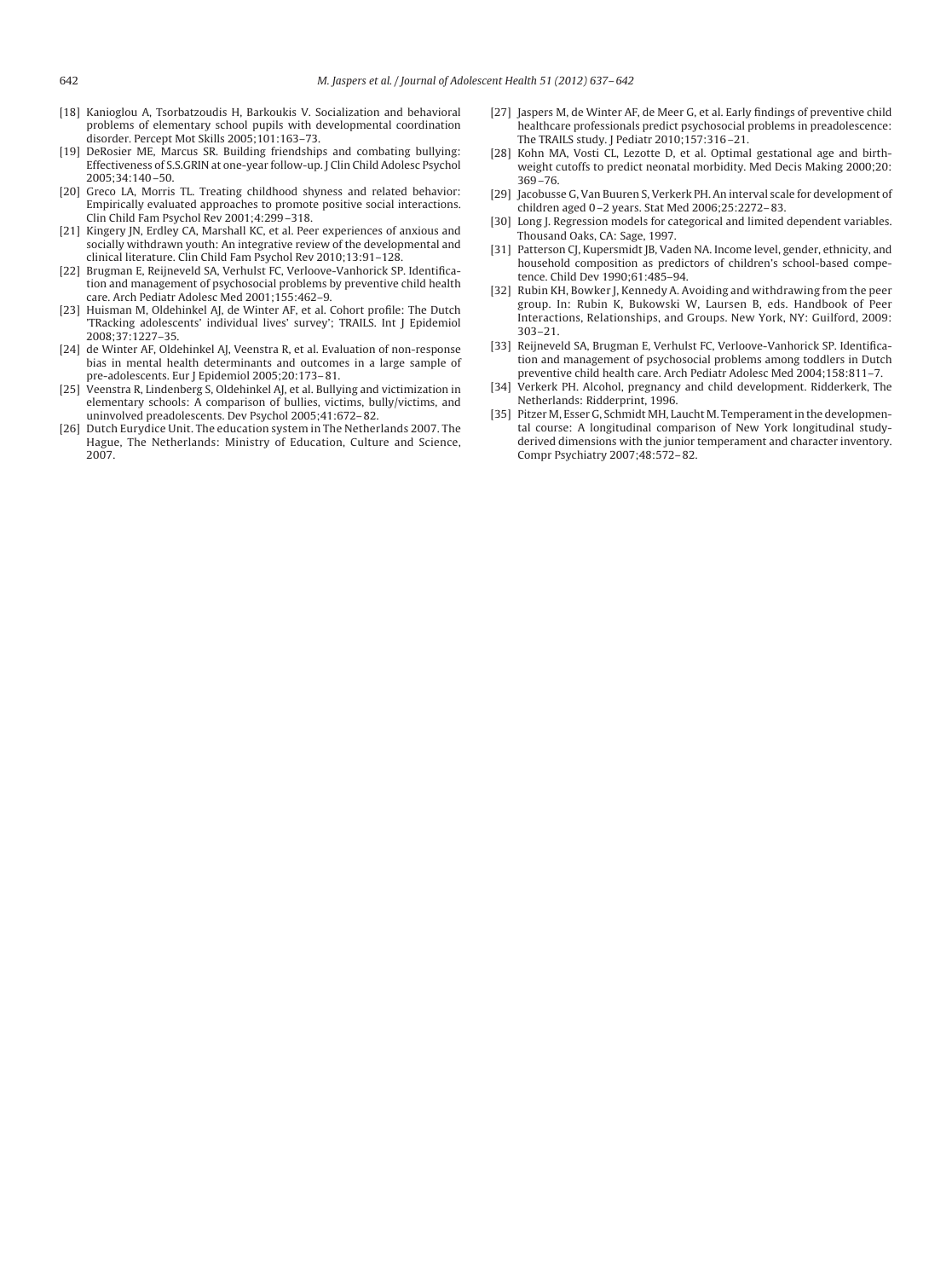[18] Kanioglou A, Tsorbatzoudis H, Barkoukis V. Socialization and behavioral problems of elementary school pupils with developmental coordination disorder. Percept Mot Skills 2005;101:163–73.

[19] DeRosier ME, Marcus SR. Building friendships and combating bullying: Effectiveness of S.S.GRIN at one-year follow-up. J Clin Child Adolesc Psychol 2005;34:140–50.

[20] Greco LA, Morris TL. Treating childhood shyness and related behavior: Empirically evaluated approaches to promote positive social interactions. Clin Child Fam Psychol Rev 2001;4:299–318.

[21] Kingery JN, Erdley CA, Marshall KC, et al. Peer experiences of anxious and socially withdrawn youth: An integrative review of the developmental and clinical literature. Clin Child Fam Psychol Rev 2010;13:91–128.

[22] Brugman E, Reijneveld SA, Verhulst FC, Verloove-Vanhorick SP. Identification and management of psychosocial problems by preventive child health care. Arch Pediatr Adolesc Med 2001;155:462–9.

[23] Huisman M, Oldehinkel AJ, de Winter AF, et al. Cohort profile: The Dutch 'TRacking adolescents' individual lives' survey'; TRAILS. Int J Epidemiol 2008;37:1227–35.

[24] de Winter AF, Oldehinkel AJ, Veenstra R, et al. Evaluation of non-response bias in mental health determinants and outcomes in a large sample of pre-adolescents. Eur J Epidemiol 2005;20:173–81.

[25] Veenstra R, Lindenberg S, Oldehinkel AJ, et al. Bullying and victimization in elementary schools: A comparison of bullies, victims, bully/victims, and uninvolved preadolescents. Dev Psychol 2005;41:672–82.

[26] Dutch Eurydice Unit. The education system in The Netherlands 2007. The Hague, The Netherlands: Ministry of Education, Culture and Science, 2007.

[27] Jaspers M, de Winter AF, de Meer G, et al. Early findings of preventive child healthcare professionals predict psychosocial problems in preadolescence: The TRAILS study. J Pediatr 2010;157:316–21.

[28] Kohn MA, Vosti CL, Lezotte D, et al. Optimal gestational age and birth-weight cutoffs to predict neonatal morbidity. Med Decis Making 2000;20:369–76.

[29] Jacobusse G, Van Buuren S, Verkerk PH. An interval scale for development of children aged 0–2 years. Stat Med 2006;25:2272–83.

[30] Long J. Regression models for categorical and limited dependent variables. Thousand Oaks, CA: Sage, 1997.

[31] Patterson CJ, Kupersmidt JB, Vaden NA. Income level, gender, ethnicity, and household composition as predictors of children's school-based competence. Child Dev 1990;61:485–94.

[32] Rubin KH, Bowker J, Kennedy A. Avoiding and withdrawing from the peer group. In: Rubin K, Bukowski W, Laursen B, eds. Handbook of Peer Interactions, Relationships, and Groups. New York, NY: Guilford, 2009: 303–21.

[33] Reijneveld SA, Brugman E, Verhulst FC, Verloove-Vanhorick SP. Identification and management of psychosocial problems among toddlers in Dutch preventive child health care. Arch Pediatr Adolesc Med 2004;158:811–7.

[34] Verkerk PH. Alcohol, pregnancy and child development. Ridderkerk, The Netherlands: Ridderprint, 1996.

[35] Pitzer M, Esser G, Schmidt MH, Laucht M. Temperament in the developmental course: A longitudinal comparison of New York longitudinal study-derived dimensions with the junior temperament and character inventory. Compr Psychiatry 2007;48:572–82.